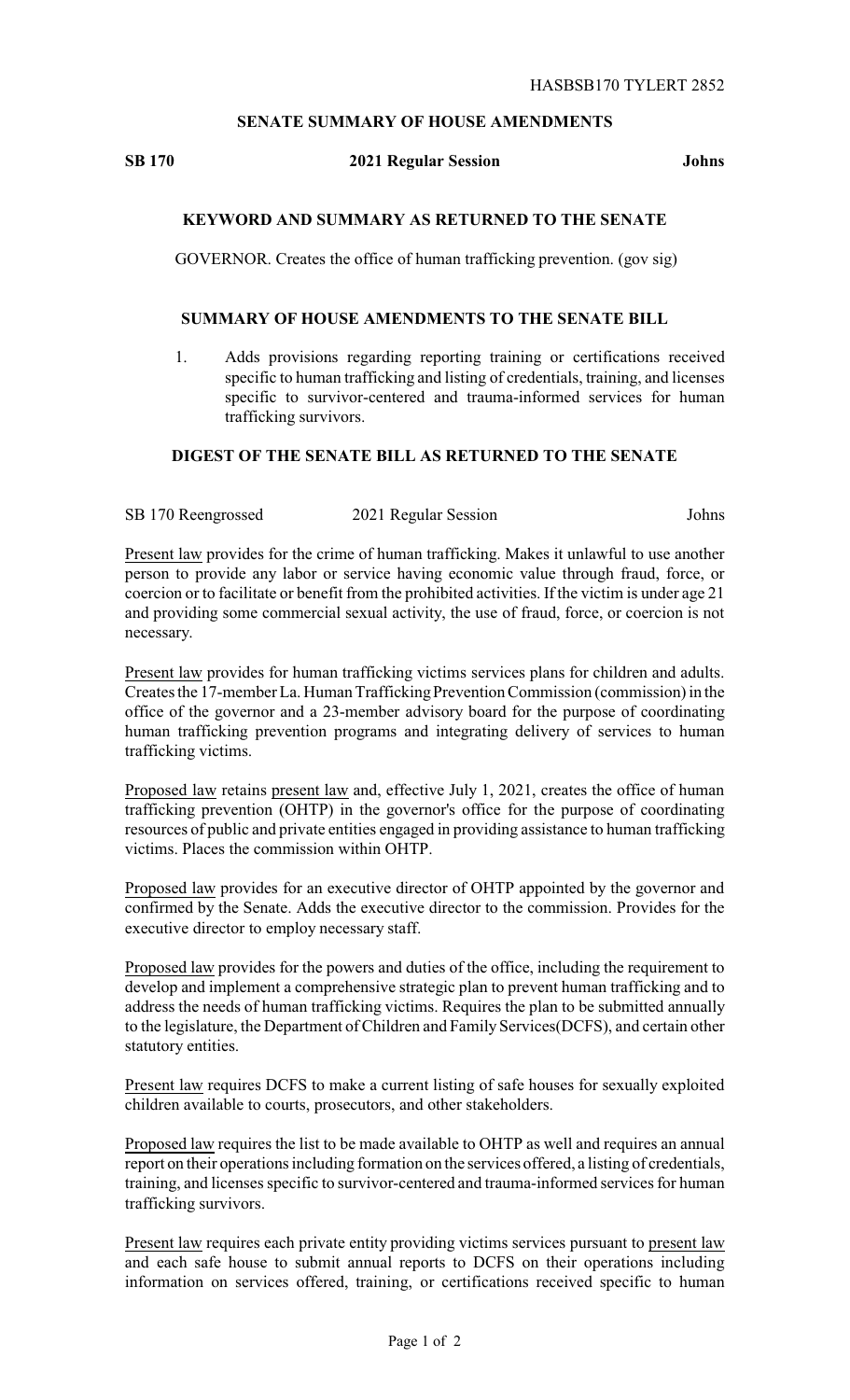HASBSB170 TYLERT 2852

## SENATE SUMMARY OF HOUSE AMENDMENTS

**SB 170** **2021 Regular Session** **Johns**

### KEYWORD AND SUMMARY AS RETURNED TO THE SENATE

GOVERNOR. Creates the office of human trafficking prevention. (gov sig)

### SUMMARY OF HOUSE AMENDMENTS TO THE SENATE BILL

1. Adds provisions regarding reporting training or certifications received specific to human trafficking and listing of credentials, training, and licenses specific to survivor-centered and trauma-informed services for human trafficking survivors.

### DIGEST OF THE SENATE BILL AS RETURNED TO THE SENATE

SB 170 Reengrossed 2021 Regular Session Johns

Present law provides for the crime of human trafficking. Makes it unlawful to use another person to provide any labor or service having economic value through fraud, force, or coercion or to facilitate or benefit from the prohibited activities. If the victim is under age 21 and providing some commercial sexual activity, the use of fraud, force, or coercion is not necessary.

Present law provides for human trafficking victims services plans for children and adults. Creates the 17-member La. Human Trafficking Prevention Commission (commission) in the office of the governor and a 23-member advisory board for the purpose of coordinating human trafficking prevention programs and integrating delivery of services to human trafficking victims.

Proposed law retains present law and, effective July 1, 2021, creates the office of human trafficking prevention (OHTP) in the governor's office for the purpose of coordinating resources of public and private entities engaged in providing assistance to human trafficking victims. Places the commission within OHTP.

Proposed law provides for an executive director of OHTP appointed by the governor and confirmed by the Senate. Adds the executive director to the commission. Provides for the executive director to employ necessary staff.

Proposed law provides for the powers and duties of the office, including the requirement to develop and implement a comprehensive strategic plan to prevent human trafficking and to address the needs of human trafficking victims. Requires the plan to be submitted annually to the legislature, the Department of Children and Family Services(DCFS), and certain other statutory entities.

Present law requires DCFS to make a current listing of safe houses for sexually exploited children available to courts, prosecutors, and other stakeholders.

Proposed law requires the list to be made available to OHTP as well and requires an annual report on their operations including formation on the services offered, a listing of credentials, training, and licenses specific to survivor-centered and trauma-informed services for human trafficking survivors.

Present law requires each private entity providing victims services pursuant to present law and each safe house to submit annual reports to DCFS on their operations including information on services offered, training, or certifications received specific to human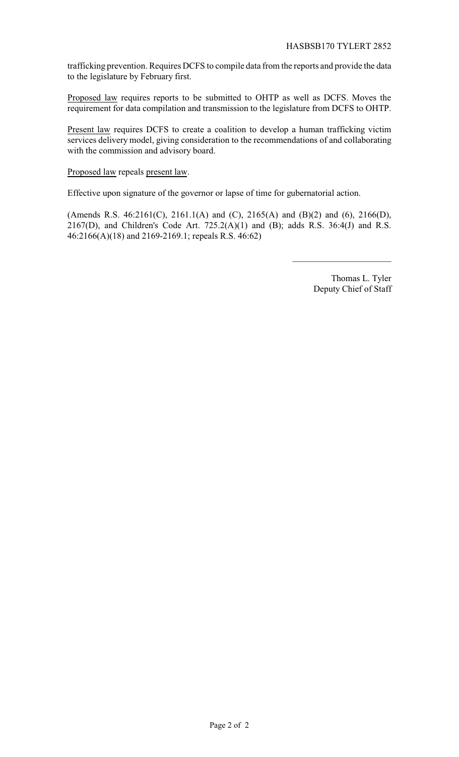trafficking prevention. Requires DCFS to compile data from the reports and provide the data to the legislature by February first.

Proposed law requires reports to be submitted to OHTP as well as DCFS. Moves the requirement for data compilation and transmission to the legislature from DCFS to OHTP.

Present law requires DCFS to create a coalition to develop a human trafficking victim services delivery model, giving consideration to the recommendations of and collaborating with the commission and advisory board.

Proposed law repeals present law.

Effective upon signature of the governor or lapse of time for gubernatorial action.

(Amends R.S. 46:2161(C), 2161.1(A) and (C), 2165(A) and (B)(2) and (6), 2166(D), 2167(D), and Children's Code Art. 725.2(A)(1) and (B); adds R.S. 36:4(J) and R.S. 46:2166(A)(18) and 2169-2169.1; repeals R.S. 46:62)

Thomas L. Tyler
Deputy Chief of Staff